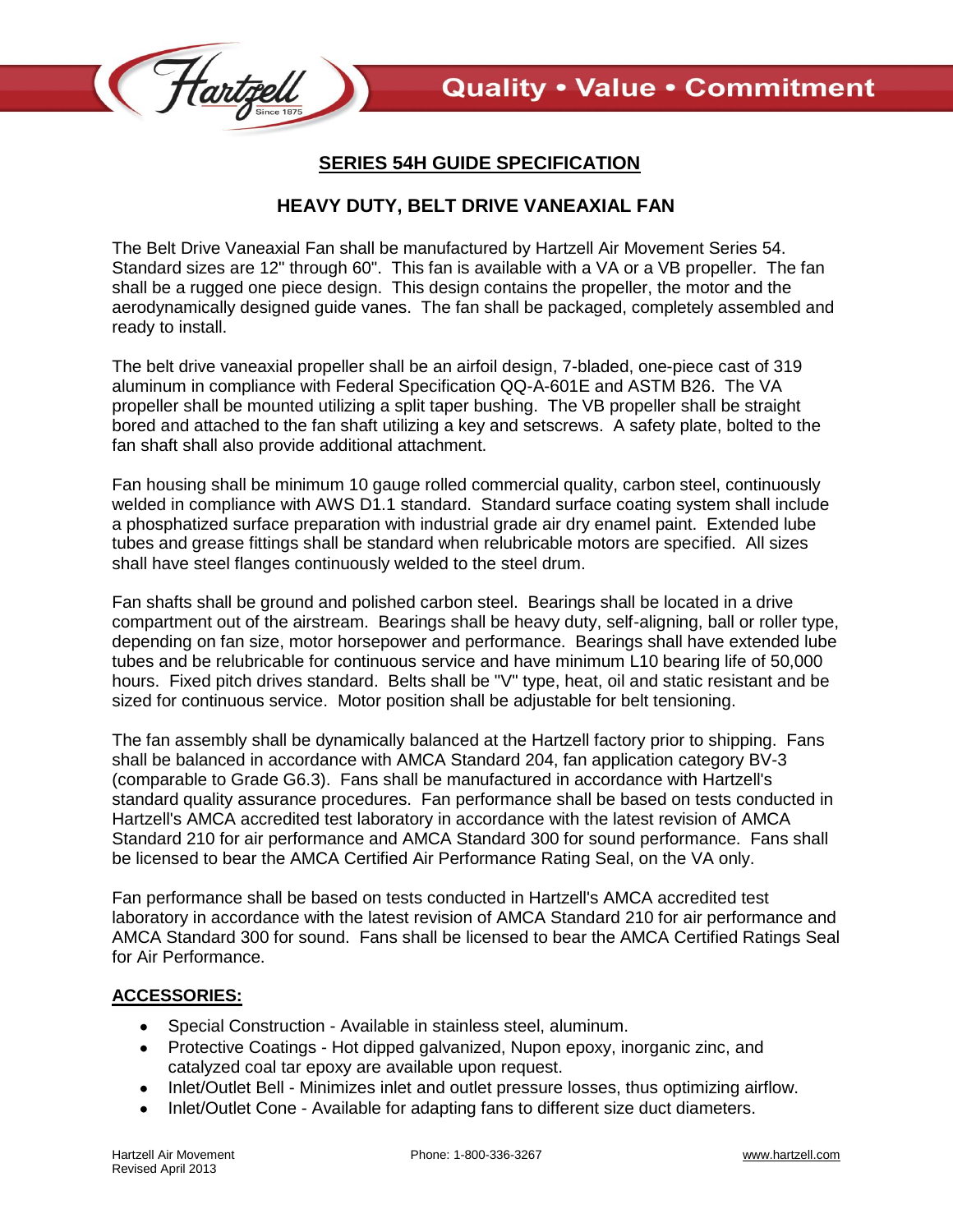# SERIES 54H GUIDE SPECIFICATION

## HEAVY DUTY, BELT DRIVE VANEAXIAL FAN

The Belt Drive Vaneaxial Fan shall be manufactured by Hartzell Air Movement Series 54. Standard sizes are 12" through 60". This fan is available with a VA or a VB propeller. The fan shall be a rugged one piece design. This design contains the propeller, the motor and the aerodynamically designed guide vanes. The fan shall be packaged, completely assembled and ready to install.

The belt drive vaneaxial propeller shall be an airfoil design, 7-bladed, one-piece cast of 319 aluminum in compliance with Federal Specification QQ-A-601E and ASTM B26. The VA propeller shall be mounted utilizing a split taper bushing. The VB propeller shall be straight bored and attached to the fan shaft utilizing a key and setscrews. A safety plate, bolted to the fan shaft shall also provide additional attachment.

Fan housing shall be minimum 10 gauge rolled commercial quality, carbon steel, continuously welded in compliance with AWS D1.1 standard. Standard surface coating system shall include a phosphatized surface preparation with industrial grade air dry enamel paint. Extended lube tubes and grease fittings shall be standard when relubricable motors are specified. All sizes shall have steel flanges continuously welded to the steel drum.

Fan shafts shall be ground and polished carbon steel. Bearings shall be located in a drive compartment out of the airstream. Bearings shall be heavy duty, self-aligning, ball or roller type, depending on fan size, motor horsepower and performance. Bearings shall have extended lube tubes and be relubricable for continuous service and have minimum L10 bearing life of 50,000 hours. Fixed pitch drives standard. Belts shall be "V" type, heat, oil and static resistant and be sized for continuous service. Motor position shall be adjustable for belt tensioning.

The fan assembly shall be dynamically balanced at the Hartzell factory prior to shipping. Fans shall be balanced in accordance with AMCA Standard 204, fan application category BV-3 (comparable to Grade G6.3). Fans shall be manufactured in accordance with Hartzell's standard quality assurance procedures. Fan performance shall be based on tests conducted in Hartzell's AMCA accredited test laboratory in accordance with the latest revision of AMCA Standard 210 for air performance and AMCA Standard 300 for sound performance. Fans shall be licensed to bear the AMCA Certified Air Performance Rating Seal, on the VA only.

Fan performance shall be based on tests conducted in Hartzell's AMCA accredited test laboratory in accordance with the latest revision of AMCA Standard 210 for air performance and AMCA Standard 300 for sound. Fans shall be licensed to bear the AMCA Certified Ratings Seal for Air Performance.

## ACCESSORIES:

- Special Construction - Available in stainless steel, aluminum.
- Protective Coatings - Hot dipped galvanized, Nupon epoxy, inorganic zinc, and catalyzed coal tar epoxy are available upon request.
- Inlet/Outlet Bell - Minimizes inlet and outlet pressure losses, thus optimizing airflow.
- Inlet/Outlet Cone - Available for adapting fans to different size duct diameters.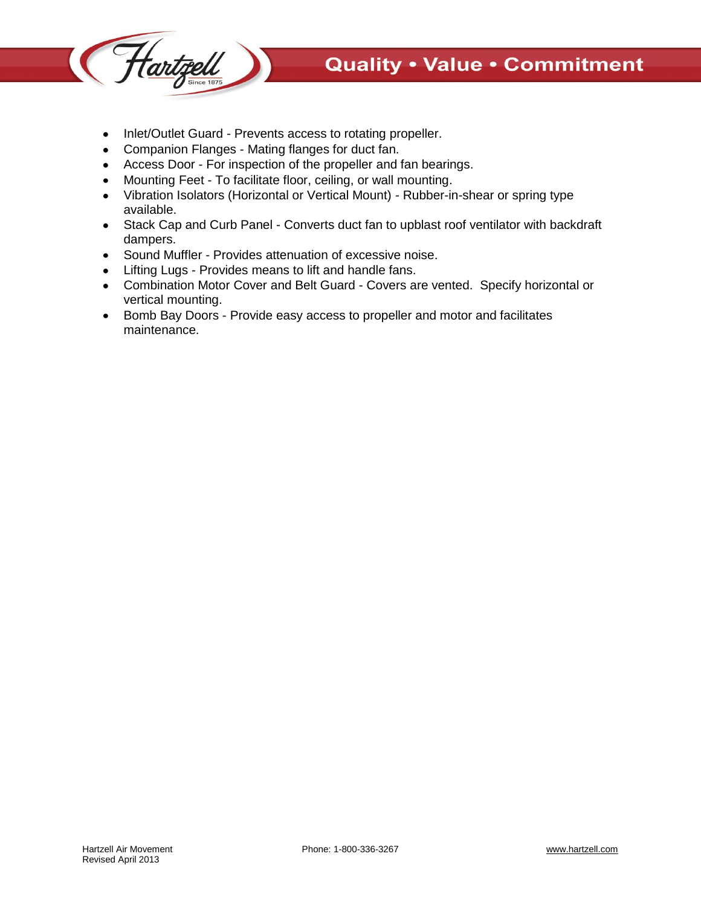- Inlet/Outlet Guard - Prevents access to rotating propeller.
- Companion Flanges - Mating flanges for duct fan.
- Access Door - For inspection of the propeller and fan bearings.
- Mounting Feet - To facilitate floor, ceiling, or wall mounting.
- Vibration Isolators (Horizontal or Vertical Mount) - Rubber-in-shear or spring type available.
- Stack Cap and Curb Panel - Converts duct fan to upblast roof ventilator with backdraft dampers.
- Sound Muffler - Provides attenuation of excessive noise.
- Lifting Lugs - Provides means to lift and handle fans.
- Combination Motor Cover and Belt Guard - Covers are vented. Specify horizontal or vertical mounting.
- Bomb Bay Doors - Provide easy access to propeller and motor and facilitates maintenance.